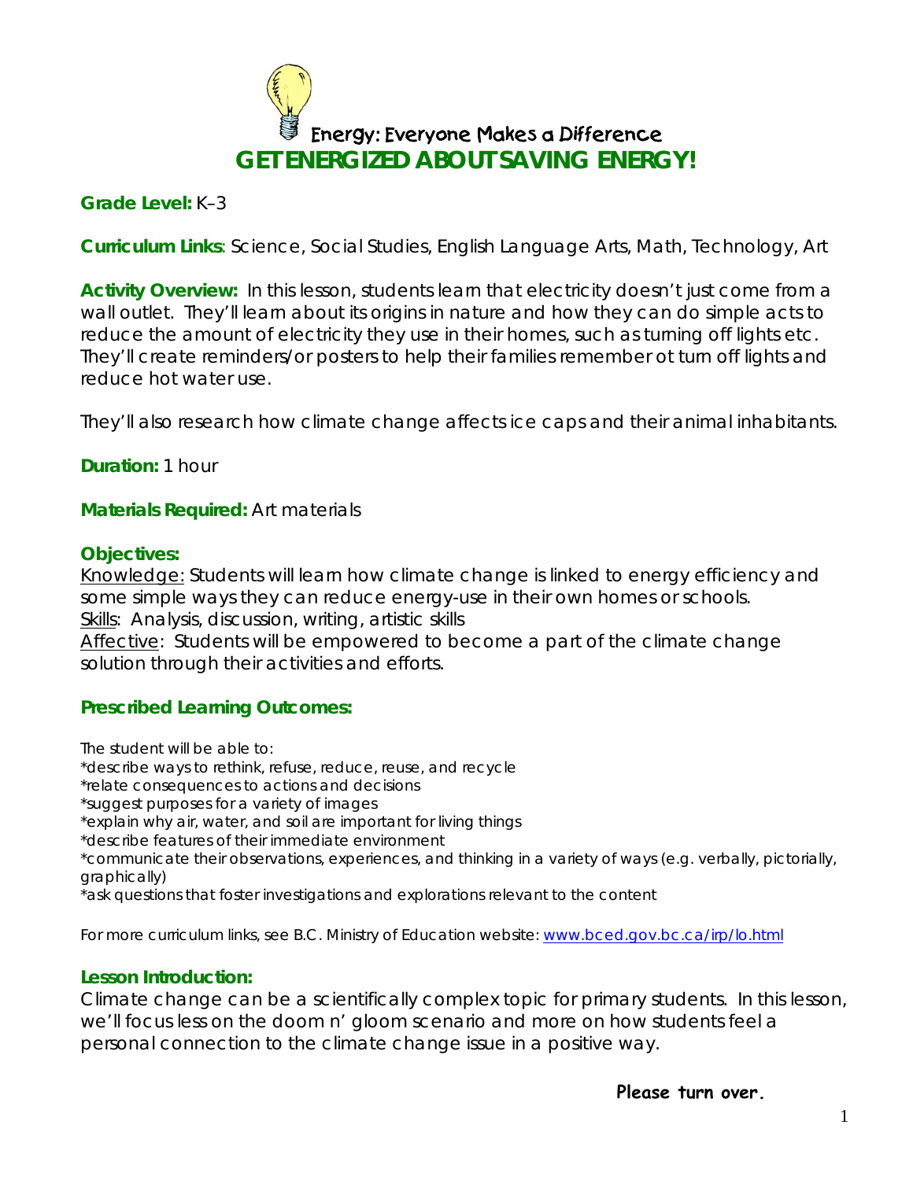Energy: Everyone Makes a Difference

# GET ENERGIZED ABOUT SAVING ENERGY!

**Grade Level:** K–3

**Curriculum Links**: Science, Social Studies, English Language Arts, Math, Technology, Art

**Activity Overview:** In this lesson, students learn that electricity doesn't just come from a wall outlet. They'll learn about its origins in nature and how they can do simple acts to reduce the amount of electricity they use in their homes, such as turning off lights etc. They'll create reminders/or posters to help their families remember ot turn off lights and reduce hot water use.

They'll also research how climate change affects ice caps and their animal inhabitants.

**Duration:** 1 hour

**Materials Required:** Art materials

**Objectives:**

Knowledge: Students will learn how climate change is linked to energy efficiency and some simple ways they can reduce energy-use in their own homes or schools.
Skills: Analysis, discussion, writing, artistic skills
Affective: Students will be empowered to become a part of the climate change solution through their activities and efforts.

**Prescribed Learning Outcomes:**

The student will be able to:
*describe ways to rethink, refuse, reduce, reuse, and recycle
*relate consequences to actions and decisions
*suggest purposes for a variety of images
*explain why air, water, and soil are important for living things
*describe features of their immediate environment
*communicate their observations, experiences, and thinking in a variety of ways (e.g. verbally, pictorially, graphically)
*ask questions that foster investigations and explorations relevant to the content

For more curriculum links, see B.C. Ministry of Education website: www.bced.gov.bc.ca/irp/lo.html

**Lesson Introduction:**

Climate change can be a scientifically complex topic for primary students. In this lesson, we'll focus less on the doom n' gloom scenario and more on how students feel a personal connection to the climate change issue in a positive way.

**Please turn over.**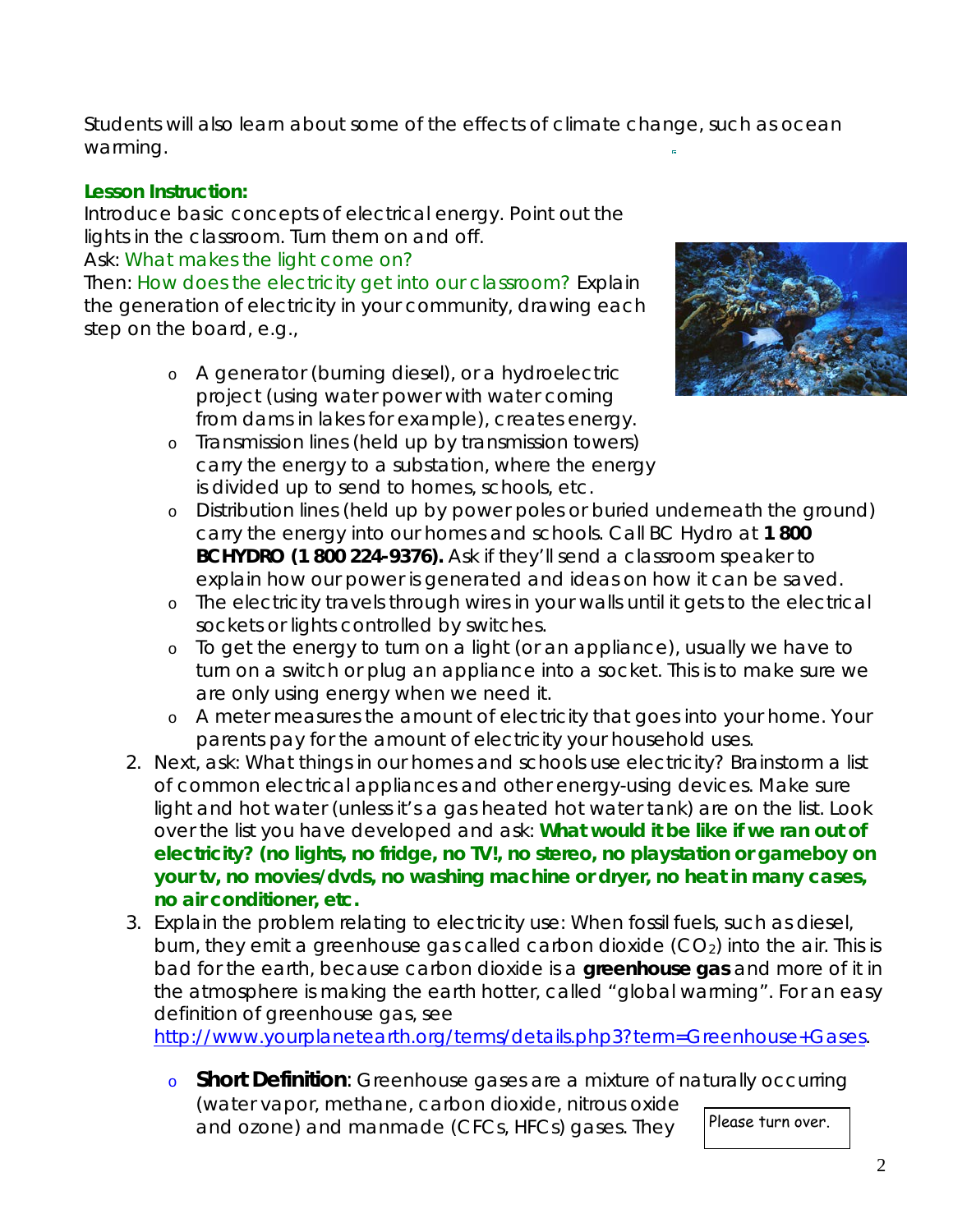Students will also learn about some of the effects of climate change, such as ocean warming.

**Lesson Instruction:**

Introduce basic concepts of electrical energy. Point out the lights in the classroom. Turn them on and off.

Ask: What makes the light come on?

Then: How does the electricity get into our classroom? Explain the generation of electricity in your community, drawing each step on the board, e.g.,

- A generator (burning diesel), or a hydroelectric project (using water power with water coming from dams in lakes for example), creates energy.
- Transmission lines (held up by transmission towers) carry the energy to a substation, where the energy is divided up to send to homes, schools, etc.
- Distribution lines (held up by power poles or buried underneath the ground) carry the energy into our homes and schools. Call BC Hydro at **1 800 BCHYDRO (1 800 224-9376).** Ask if they'll send a classroom speaker to explain how our power is generated and ideas on how it can be saved.
- The electricity travels through wires in your walls until it gets to the electrical sockets or lights controlled by switches.
- To get the energy to turn on a light (or an appliance), usually we have to turn on a switch or plug an appliance into a socket. This is to make sure we are only using energy when we need it.
- A meter measures the amount of electricity that goes into your home. Your parents pay for the amount of electricity your household uses.

2. Next, ask: What things in our homes and schools use electricity? Brainstorm a list of common electrical appliances and other energy-using devices. Make sure light and hot water (unless it's a gas heated hot water tank) are on the list. Look over the list you have developed and ask: **What would it be like if we ran out of electricity? (no lights, no fridge, no TV!, no stereo, no playstation or gameboy on your tv, no movies/dvds, no washing machine or dryer, no heat in many cases, no air conditioner, etc.**
3. Explain the problem relating to electricity use: When fossil fuels, such as diesel, burn, they emit a greenhouse gas called carbon dioxide ($CO_2$) into the air. This is bad for the earth, because carbon dioxide is a **greenhouse gas** and more of it in the atmosphere is making the earth hotter, called "global warming". For an easy definition of greenhouse gas, see http://www.yourplanetearth.org/terms/details.php3?term=Greenhouse+Gases.
   - **Short Definition**: Greenhouse gases are a mixture of naturally occurring (water vapor, methane, carbon dioxide, nitrous oxide and ozone) and manmade (CFCs, HFCs) gases. They

Please turn over.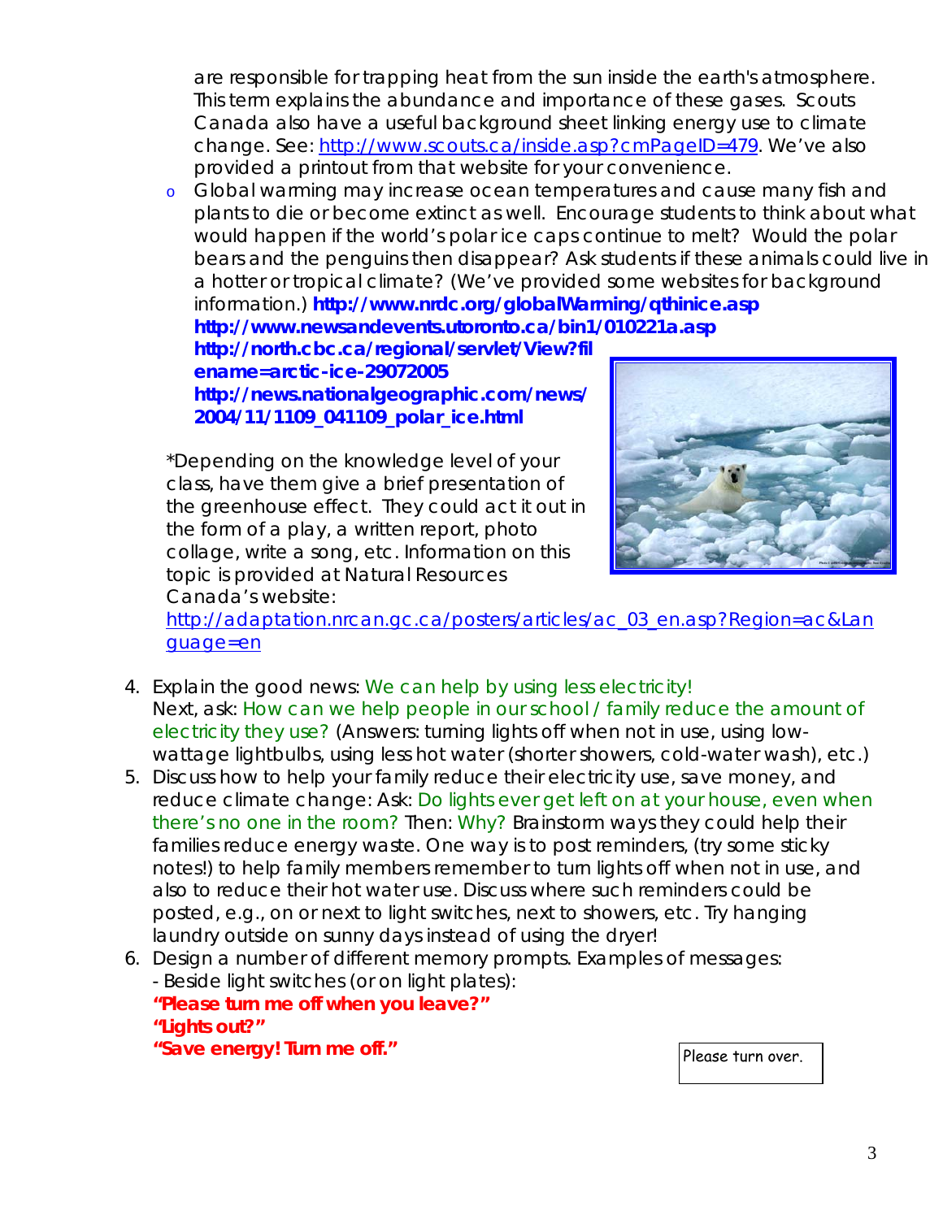are responsible for trapping heat from the sun inside the earth's atmosphere. This term explains the abundance and importance of these gases. Scouts Canada also have a useful background sheet linking energy use to climate change. See: http://www.scouts.ca/inside.asp?cmPageID=479. We've also provided a printout from that website for your convenience.

- Global warming may increase ocean temperatures and cause many fish and plants to die or become extinct as well. Encourage students to think about what would happen if the world's polar ice caps continue to melt? Would the polar bears and the penguins then disappear? Ask students if these animals could live in a hotter or tropical climate? (We've provided some websites for background information.) **http://www.nrdc.org/globalWarming/qthinice.asp**
  **http://www.newsandevents.utoronto.ca/bin1/010221a.asp**
  **http://north.cbc.ca/regional/servlet/View?filename=arctic-ice-29072005**
  **http://news.nationalgeographic.com/news/2004/11/1109_041109_polar_ice.html**

*Depending on the knowledge level of your class, have them give a brief presentation of the greenhouse effect. They could act it out in the form of a play, a written report, photo collage, write a song, etc. Information on this topic is provided at Natural Resources Canada's website: http://adaptation.nrcan.gc.ca/posters/articles/ac_03_en.asp?Region=ac&Language=en

4. Explain the good news: We can help by using less electricity!
   Next, ask: How can we help people in our school / family reduce the amount of electricity they use? (Answers: turning lights off when not in use, using low-wattage lightbulbs, using less hot water (shorter showers, cold-water wash), etc.)
5. Discuss how to help your family reduce their electricity use, save money, and reduce climate change: Ask: Do lights ever get left on at your house, even when there's no one in the room? Then: Why? Brainstorm ways they could help their families reduce energy waste. One way is to post reminders, (try some sticky notes!) to help family members remember to turn lights off when not in use, and also to reduce their hot water use. Discuss where such reminders could be posted, e.g., on or next to light switches, next to showers, etc. Try hanging laundry outside on sunny days instead of using the dryer!
6. Design a number of different memory prompts. Examples of messages:
   - Beside light switches (or on light plates):
   **"Please turn me off when you leave?"**
   **"Lights out?"**
   **"Save energy! Turn me off."**

Please turn over.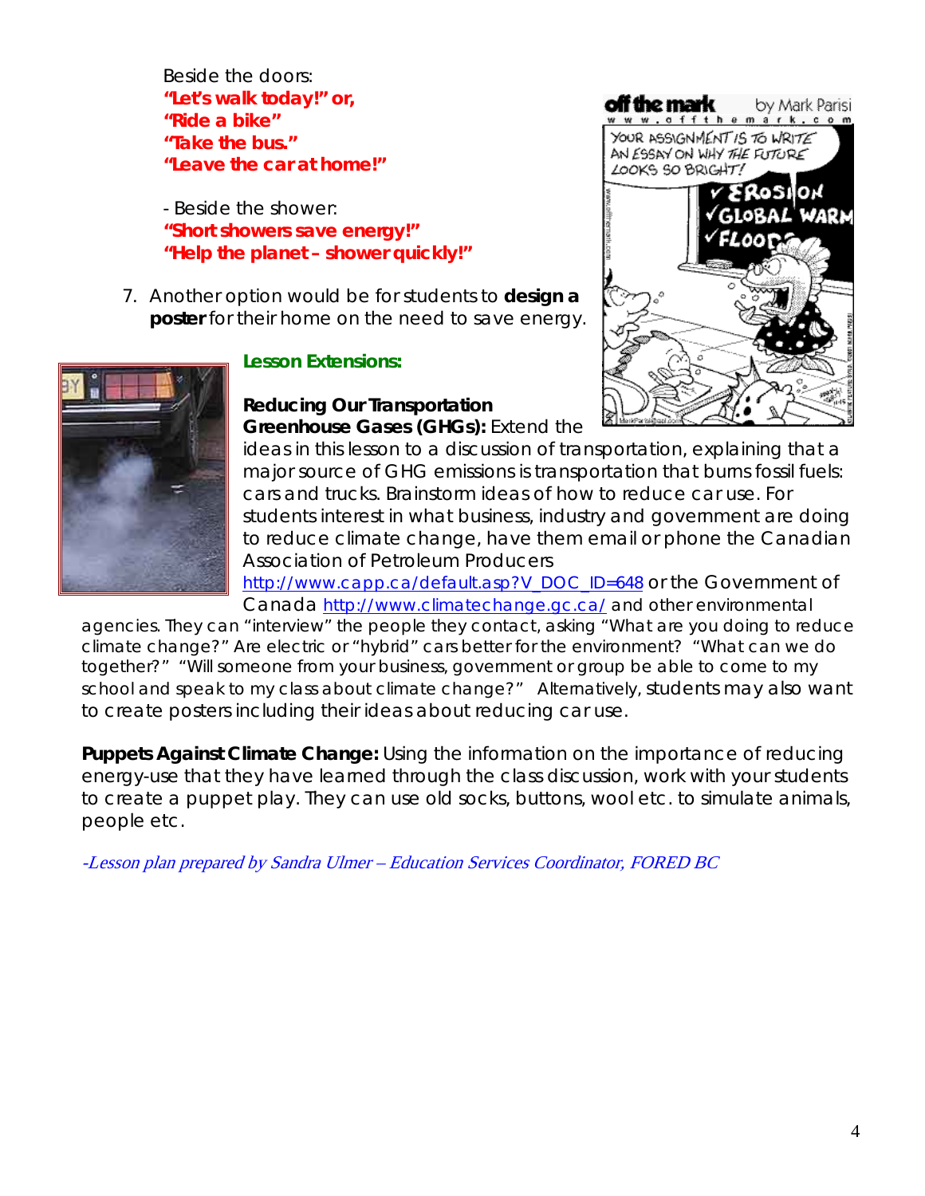Beside the doors:
**"Let's walk today!" or,**
**"Ride a bike"**
**"Take the bus."**
**"Leave the car at home!"**

- Beside the shower:
**"Short showers save energy!"**
**"Help the planet – shower quickly!"**

7. Another option would be for students to **design a poster** for their home on the need to save energy.

**Lesson Extensions:**

**Reducing Our Transportation Greenhouse Gases (GHGs):** Extend the ideas in this lesson to a discussion of transportation, explaining that a major source of GHG emissions is transportation that burns fossil fuels: cars and trucks. Brainstorm ideas of how to reduce car use. For students interest in what business, industry and government are doing to reduce climate change, have them email or phone the Canadian Association of Petroleum Producers http://www.capp.ca/default.asp?V_DOC_ID=648 or the Government of Canada http://www.climatechange.gc.ca/ and other environmental agencies. They can "interview" the people they contact, asking "What are you doing to reduce climate change?" Are electric or "hybrid" cars better for the environment? "What can we do together?" "Will someone from your business, government or group be able to come to my school and speak to my class about climate change?" Alternatively, students may also want to create posters including their ideas about reducing car use.

**Puppets Against Climate Change:** Using the information on the importance of reducing energy-use that they have learned through the class discussion, work with your students to create a puppet play. They can use old socks, buttons, wool etc. to simulate animals, people etc.

*-Lesson plan prepared by Sandra Ulmer – Education Services Coordinator, FORED BC*